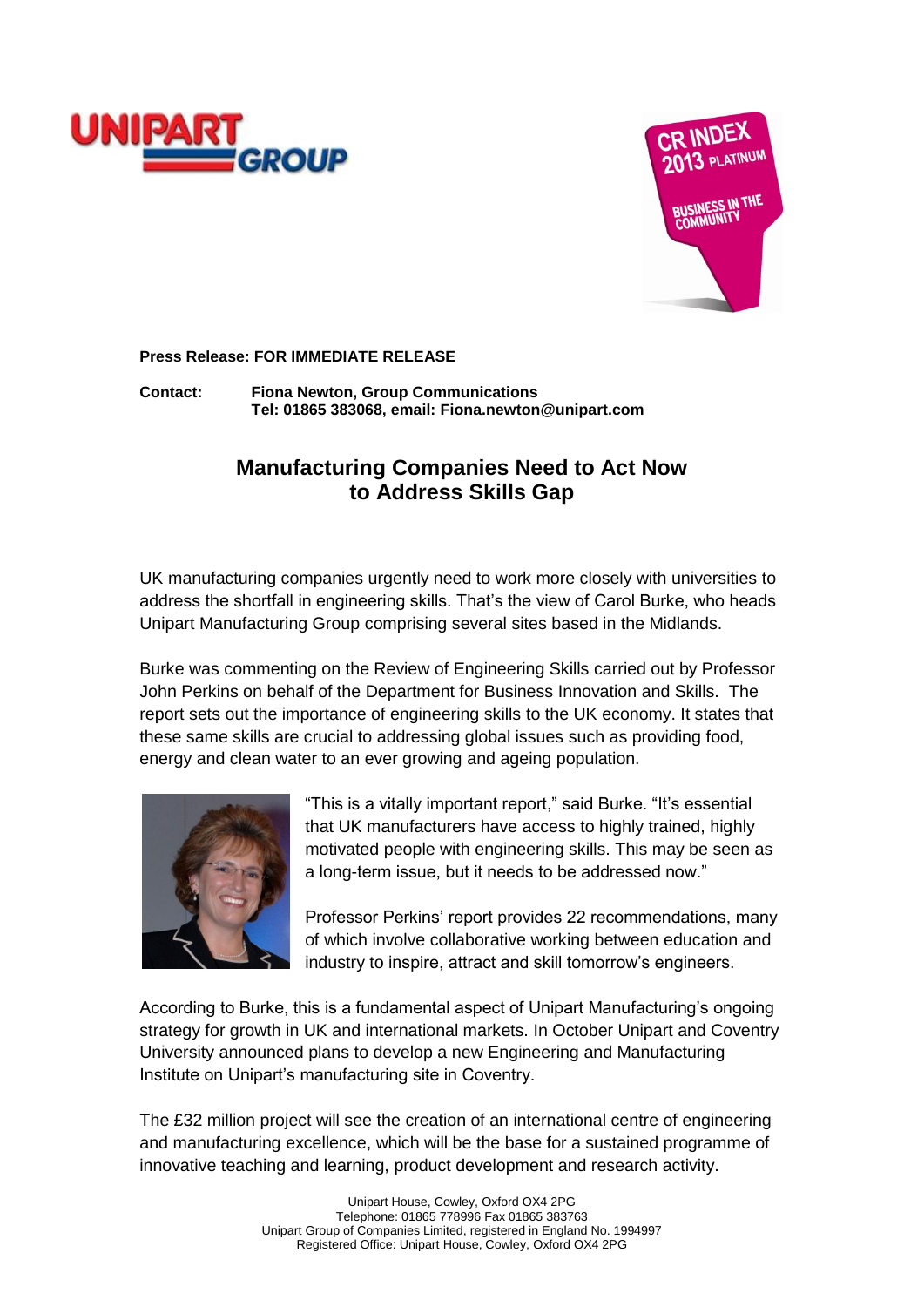**Press Release: FOR IMMEDIATE RELEASE**

**Contact:** **Fiona Newton, Group Communications**
**Tel: 01865 383068, email: Fiona.newton@unipart.com**

# Manufacturing Companies Need to Act Now to Address Skills Gap

UK manufacturing companies urgently need to work more closely with universities to address the shortfall in engineering skills. That's the view of Carol Burke, who heads Unipart Manufacturing Group comprising several sites based in the Midlands.

Burke was commenting on the Review of Engineering Skills carried out by Professor John Perkins on behalf of the Department for Business Innovation and Skills. The report sets out the importance of engineering skills to the UK economy. It states that these same skills are crucial to addressing global issues such as providing food, energy and clean water to an ever growing and ageing population.

"This is a vitally important report," said Burke. "It's essential that UK manufacturers have access to highly trained, highly motivated people with engineering skills. This may be seen as a long-term issue, but it needs to be addressed now."

Professor Perkins' report provides 22 recommendations, many of which involve collaborative working between education and industry to inspire, attract and skill tomorrow's engineers.

According to Burke, this is a fundamental aspect of Unipart Manufacturing's ongoing strategy for growth in UK and international markets. In October Unipart and Coventry University announced plans to develop a new Engineering and Manufacturing Institute on Unipart's manufacturing site in Coventry.

The £32 million project will see the creation of an international centre of engineering and manufacturing excellence, which will be the base for a sustained programme of innovative teaching and learning, product development and research activity.

Unipart House, Cowley, Oxford OX4 2PG
Telephone: 01865 778996 Fax 01865 383763
Unipart Group of Companies Limited, registered in England No. 1994997
Registered Office: Unipart House, Cowley, Oxford OX4 2PG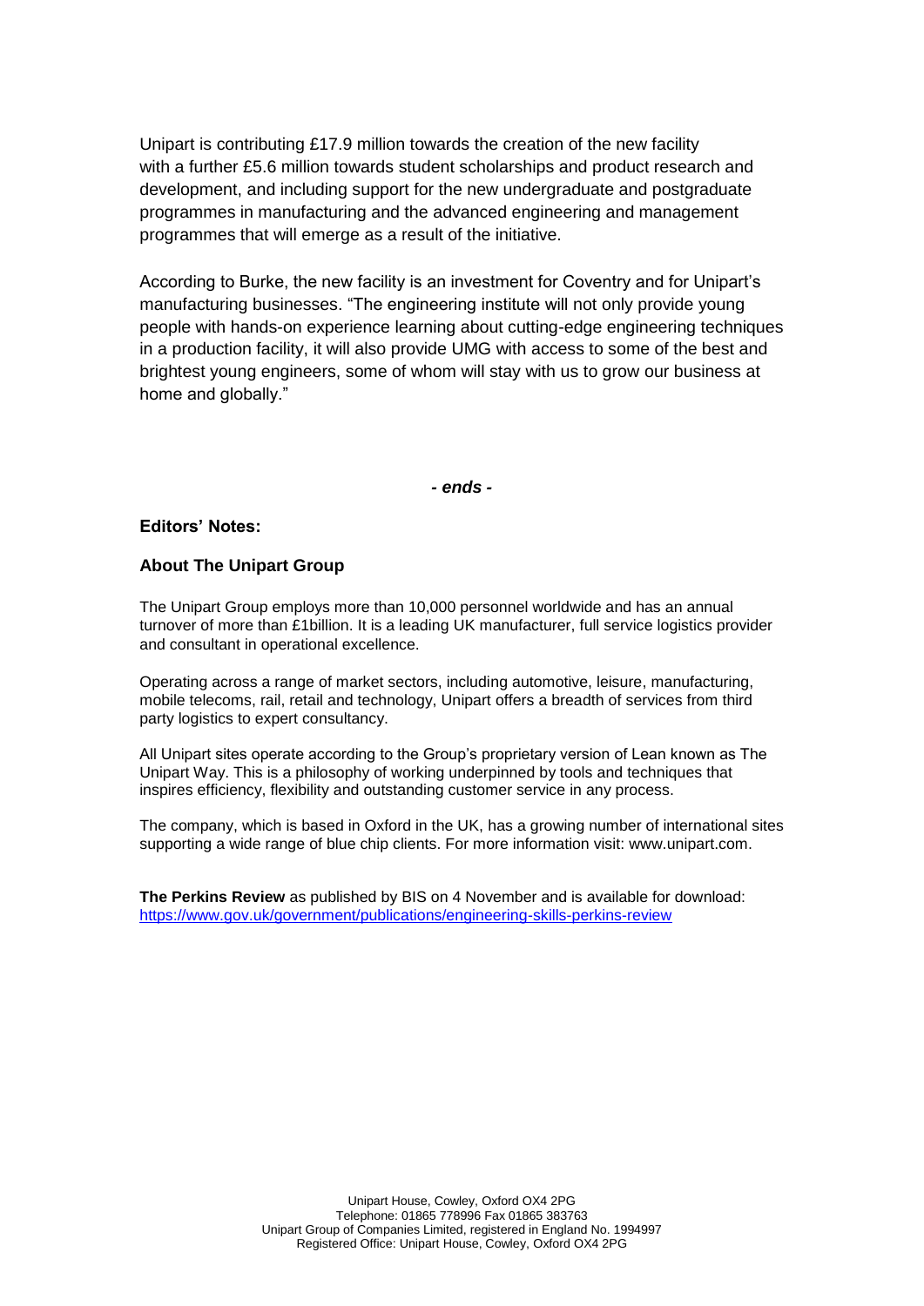Unipart is contributing £17.9 million towards the creation of the new facility with a further £5.6 million towards student scholarships and product research and development, and including support for the new undergraduate and postgraduate programmes in manufacturing and the advanced engineering and management programmes that will emerge as a result of the initiative.

According to Burke, the new facility is an investment for Coventry and for Unipart's manufacturing businesses. "The engineering institute will not only provide young people with hands-on experience learning about cutting-edge engineering techniques in a production facility, it will also provide UMG with access to some of the best and brightest young engineers, some of whom will stay with us to grow our business at home and globally."

***- ends -***

**Editors' Notes:**

**About The Unipart Group**

The Unipart Group employs more than 10,000 personnel worldwide and has an annual turnover of more than £1billion. It is a leading UK manufacturer, full service logistics provider and consultant in operational excellence.

Operating across a range of market sectors, including automotive, leisure, manufacturing, mobile telecoms, rail, retail and technology, Unipart offers a breadth of services from third party logistics to expert consultancy.

All Unipart sites operate according to the Group's proprietary version of Lean known as The Unipart Way. This is a philosophy of working underpinned by tools and techniques that inspires efficiency, flexibility and outstanding customer service in any process.

The company, which is based in Oxford in the UK, has a growing number of international sites supporting a wide range of blue chip clients. For more information visit: www.unipart.com.

**The Perkins Review** as published by BIS on 4 November and is available for download: https://www.gov.uk/government/publications/engineering-skills-perkins-review

Unipart House, Cowley, Oxford OX4 2PG
Telephone: 01865 778996 Fax 01865 383763
Unipart Group of Companies Limited, registered in England No. 1994997
Registered Office: Unipart House, Cowley, Oxford OX4 2PG